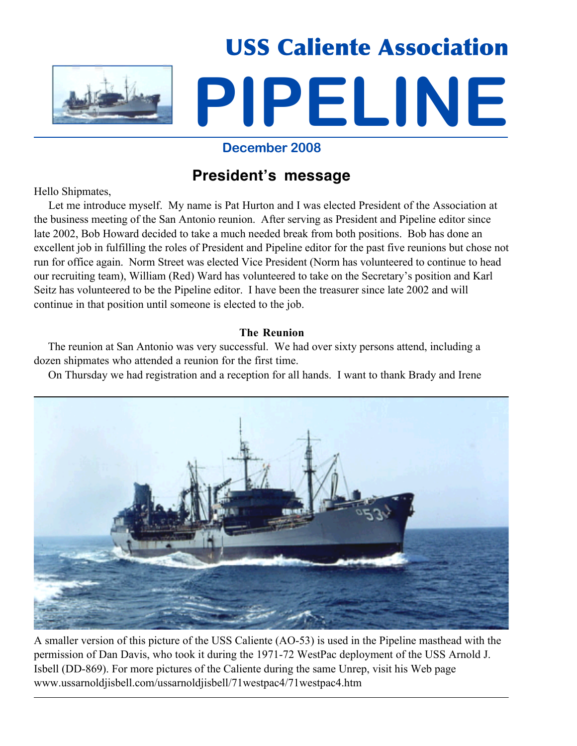# USS Caliente Association

# PIPELINE

**December 2008**

## President's message

Hello Shipmates,

Let me introduce myself. My name is Pat Hurton and I was elected President of the Association at the business meeting of the San Antonio reunion. After serving as President and Pipeline editor since late 2002, Bob Howard decided to take a much needed break from both positions. Bob has done an excellent job in fulfilling the roles of President and Pipeline editor for the past five reunions but chose not run for office again. Norm Street was elected Vice President (Norm has volunteered to continue to head our recruiting team), William (Red) Ward has volunteered to take on the Secretary's position and Karl Seitz has volunteered to be the Pipeline editor. I have been the treasurer since late 2002 and will continue in that position until someone is elected to the job.

### The Reunion

The reunion at San Antonio was very successful. We had over sixty persons attend, including a dozen shipmates who attended a reunion for the first time.

On Thursday we had registration and a reception for all hands. I want to thank Brady and Irene

A smaller version of this picture of the USS Caliente (AO-53) is used in the Pipeline masthead with the permission of Dan Davis, who took it during the 1971-72 WestPac deployment of the USS Arnold J. Isbell (DD-869). For more pictures of the Caliente during the same Unrep, visit his Web page www.ussarnoldjisbell.com/ussarnoldjisbell/71westpac4/71westpac4.htm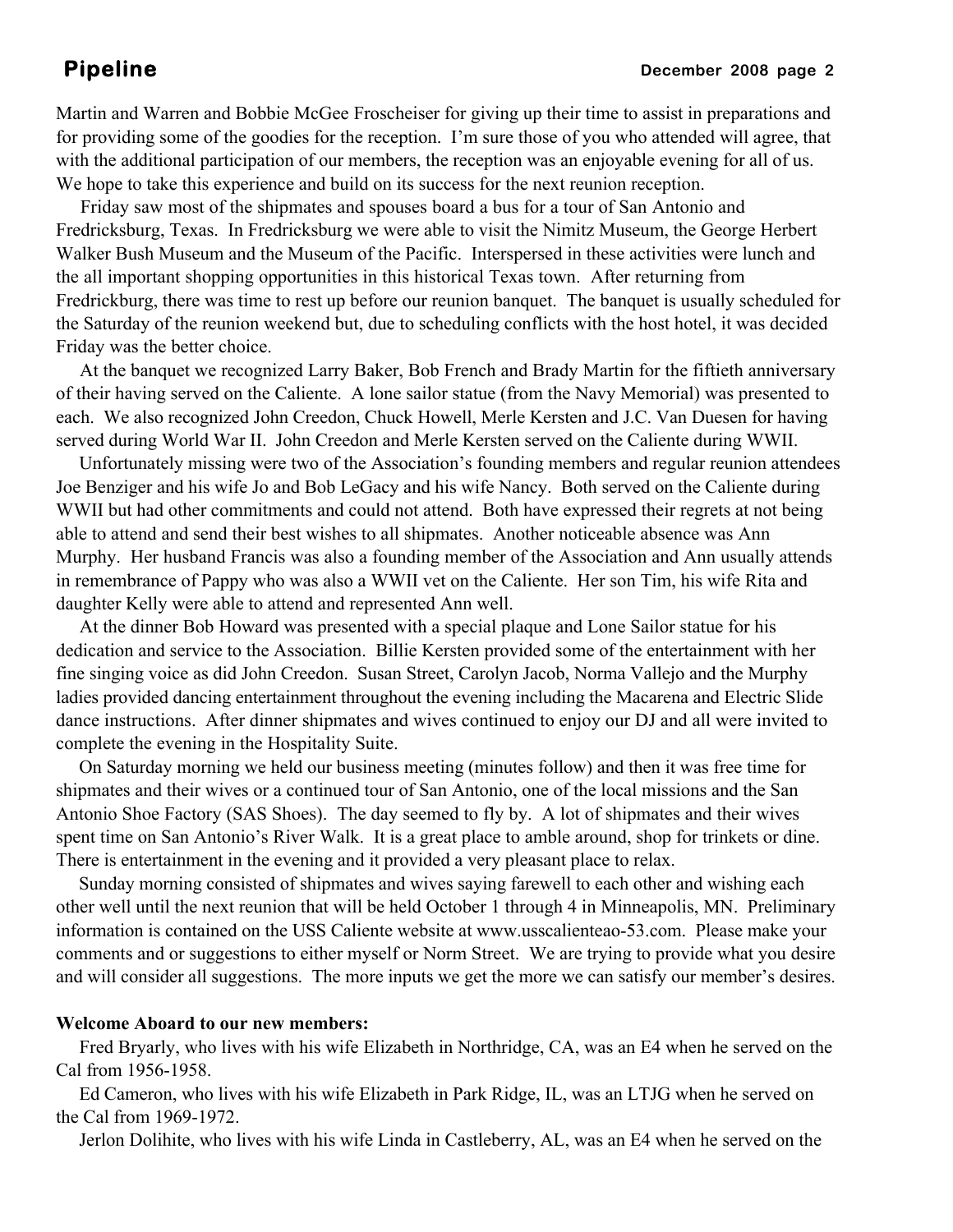Martin and Warren and Bobbie McGee Froscheiser for giving up their time to assist in preparations and for providing some of the goodies for the reception. I'm sure those of you who attended will agree, that with the additional participation of our members, the reception was an enjoyable evening for all of us. We hope to take this experience and build on its success for the next reunion reception.

Friday saw most of the shipmates and spouses board a bus for a tour of San Antonio and Fredricksburg, Texas. In Fredricksburg we were able to visit the Nimitz Museum, the George Herbert Walker Bush Museum and the Museum of the Pacific. Interspersed in these activities were lunch and the all important shopping opportunities in this historical Texas town. After returning from Fredrickburg, there was time to rest up before our reunion banquet. The banquet is usually scheduled for the Saturday of the reunion weekend but, due to scheduling conflicts with the host hotel, it was decided Friday was the better choice.

At the banquet we recognized Larry Baker, Bob French and Brady Martin for the fiftieth anniversary of their having served on the Caliente. A lone sailor statue (from the Navy Memorial) was presented to each. We also recognized John Creedon, Chuck Howell, Merle Kersten and J.C. Van Duesen for having served during World War II. John Creedon and Merle Kersten served on the Caliente during WWII.

Unfortunately missing were two of the Association's founding members and regular reunion attendees Joe Benziger and his wife Jo and Bob LeGacy and his wife Nancy. Both served on the Caliente during WWII but had other commitments and could not attend. Both have expressed their regrets at not being able to attend and send their best wishes to all shipmates. Another noticeable absence was Ann Murphy. Her husband Francis was also a founding member of the Association and Ann usually attends in remembrance of Pappy who was also a WWII vet on the Caliente. Her son Tim, his wife Rita and daughter Kelly were able to attend and represented Ann well.

At the dinner Bob Howard was presented with a special plaque and Lone Sailor statue for his dedication and service to the Association. Billie Kersten provided some of the entertainment with her fine singing voice as did John Creedon. Susan Street, Carolyn Jacob, Norma Vallejo and the Murphy ladies provided dancing entertainment throughout the evening including the Macarena and Electric Slide dance instructions. After dinner shipmates and wives continued to enjoy our DJ and all were invited to complete the evening in the Hospitality Suite.

On Saturday morning we held our business meeting (minutes follow) and then it was free time for shipmates and their wives or a continued tour of San Antonio, one of the local missions and the San Antonio Shoe Factory (SAS Shoes). The day seemed to fly by. A lot of shipmates and their wives spent time on San Antonio's River Walk. It is a great place to amble around, shop for trinkets or dine. There is entertainment in the evening and it provided a very pleasant place to relax.

Sunday morning consisted of shipmates and wives saying farewell to each other and wishing each other well until the next reunion that will be held October 1 through 4 in Minneapolis, MN. Preliminary information is contained on the USS Caliente website at www.usscalienteao-53.com. Please make your comments and or suggestions to either myself or Norm Street. We are trying to provide what you desire and will consider all suggestions. The more inputs we get the more we can satisfy our member's desires.

**Welcome Aboard to our new members:**

Fred Bryarly, who lives with his wife Elizabeth in Northridge, CA, was an E4 when he served on the Cal from 1956-1958.

Ed Cameron, who lives with his wife Elizabeth in Park Ridge, IL, was an LTJG when he served on the Cal from 1969-1972.

Jerlon Dolihite, who lives with his wife Linda in Castleberry, AL, was an E4 when he served on the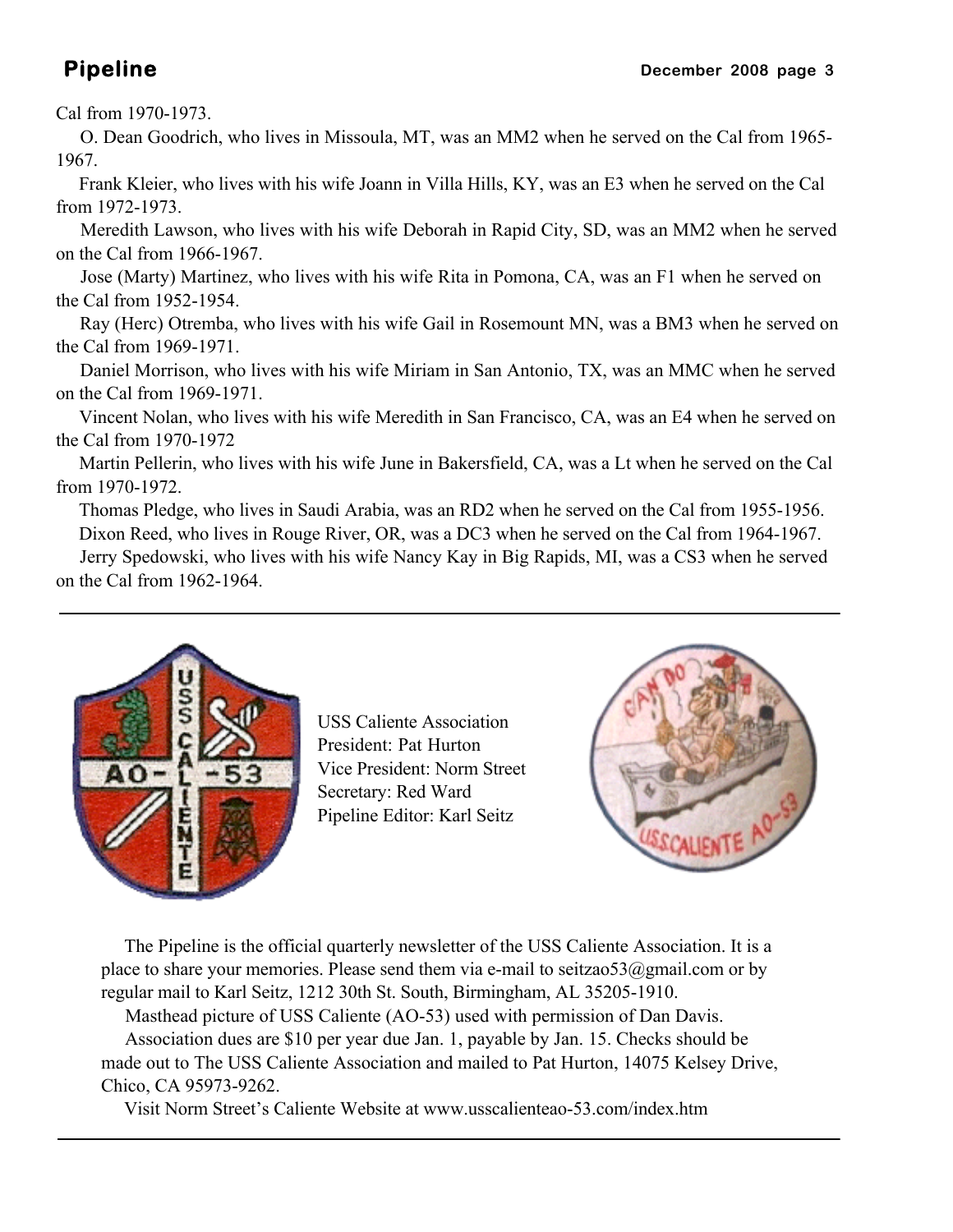Cal from 1970-1973.

O. Dean Goodrich, who lives in Missoula, MT, was an MM2 when he served on the Cal from 1965-1967.

Frank Kleier, who lives with his wife Joann in Villa Hills, KY, was an E3 when he served on the Cal from 1972-1973.

Meredith Lawson, who lives with his wife Deborah in Rapid City, SD, was an MM2 when he served on the Cal from 1966-1967.

Jose (Marty) Martinez, who lives with his wife Rita in Pomona, CA, was an F1 when he served on the Cal from 1952-1954.

Ray (Herc) Otremba, who lives with his wife Gail in Rosemount MN, was a BM3 when he served on the Cal from 1969-1971.

Daniel Morrison, who lives with his wife Miriam in San Antonio, TX, was an MMC when he served on the Cal from 1969-1971.

Vincent Nolan, who lives with his wife Meredith in San Francisco, CA, was an E4 when he served on the Cal from 1970-1972

Martin Pellerin, who lives with his wife June in Bakersfield, CA, was a Lt when he served on the Cal from 1970-1972.

Thomas Pledge, who lives in Saudi Arabia, was an RD2 when he served on the Cal from 1955-1956.

Dixon Reed, who lives in Rouge River, OR, was a DC3 when he served on the Cal from 1964-1967.

Jerry Spedowski, who lives with his wife Nancy Kay in Big Rapids, MI, was a CS3 when he served on the Cal from 1962-1964.

---

USS Caliente Association
President: Pat Hurton
Vice President: Norm Street
Secretary: Red Ward
Pipeline Editor: Karl Seitz

The Pipeline is the official quarterly newsletter of the USS Caliente Association. It is a place to share your memories. Please send them via e-mail to seitzao53@gmail.com or by regular mail to Karl Seitz, 1212 30th St. South, Birmingham, AL 35205-1910.

Masthead picture of USS Caliente (AO-53) used with permission of Dan Davis.

Association dues are $10 per year due Jan. 1, payable by Jan. 15. Checks should be made out to The USS Caliente Association and mailed to Pat Hurton, 14075 Kelsey Drive, Chico, CA 95973-9262.

Visit Norm Street's Caliente Website at www.usscalienteao-53.com/index.htm

---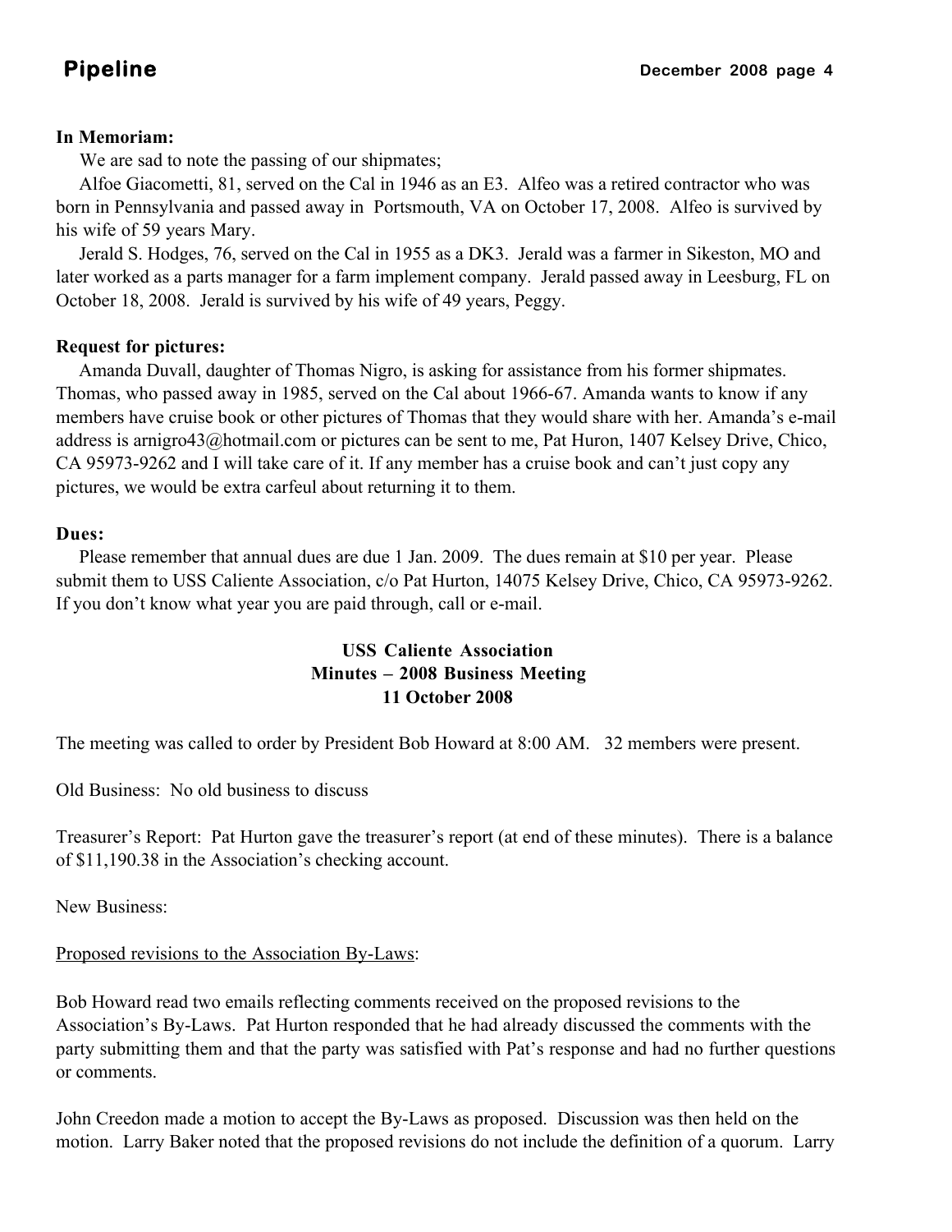**In Memoriam:**

We are sad to note the passing of our shipmates;

Alfoe Giacometti, 81, served on the Cal in 1946 as an E3. Alfeo was a retired contractor who was born in Pennsylvania and passed away in Portsmouth, VA on October 17, 2008. Alfeo is survived by his wife of 59 years Mary.

Jerald S. Hodges, 76, served on the Cal in 1955 as a DK3. Jerald was a farmer in Sikeston, MO and later worked as a parts manager for a farm implement company. Jerald passed away in Leesburg, FL on October 18, 2008. Jerald is survived by his wife of 49 years, Peggy.

**Request for pictures:**

Amanda Duvall, daughter of Thomas Nigro, is asking for assistance from his former shipmates. Thomas, who passed away in 1985, served on the Cal about 1966-67. Amanda wants to know if any members have cruise book or other pictures of Thomas that they would share with her. Amanda's e-mail address is arnigro43@hotmail.com or pictures can be sent to me, Pat Huron, 1407 Kelsey Drive, Chico, CA 95973-9262 and I will take care of it. If any member has a cruise book and can't just copy any pictures, we would be extra carfeul about returning it to them.

**Dues:**

Please remember that annual dues are due 1 Jan. 2009. The dues remain at $10 per year. Please submit them to USS Caliente Association, c/o Pat Hurton, 14075 Kelsey Drive, Chico, CA 95973-9262. If you don't know what year you are paid through, call or e-mail.

**USS Caliente Association**
**Minutes – 2008 Business Meeting**
**11 October 2008**

The meeting was called to order by President Bob Howard at 8:00 AM. 32 members were present.

Old Business: No old business to discuss

Treasurer's Report: Pat Hurton gave the treasurer's report (at end of these minutes). There is a balance of $11,190.38 in the Association's checking account.

New Business:

<u>Proposed revisions to the Association By-Laws</u>:

Bob Howard read two emails reflecting comments received on the proposed revisions to the Association's By-Laws. Pat Hurton responded that he had already discussed the comments with the party submitting them and that the party was satisfied with Pat's response and had no further questions or comments.

John Creedon made a motion to accept the By-Laws as proposed. Discussion was then held on the motion. Larry Baker noted that the proposed revisions do not include the definition of a quorum. Larry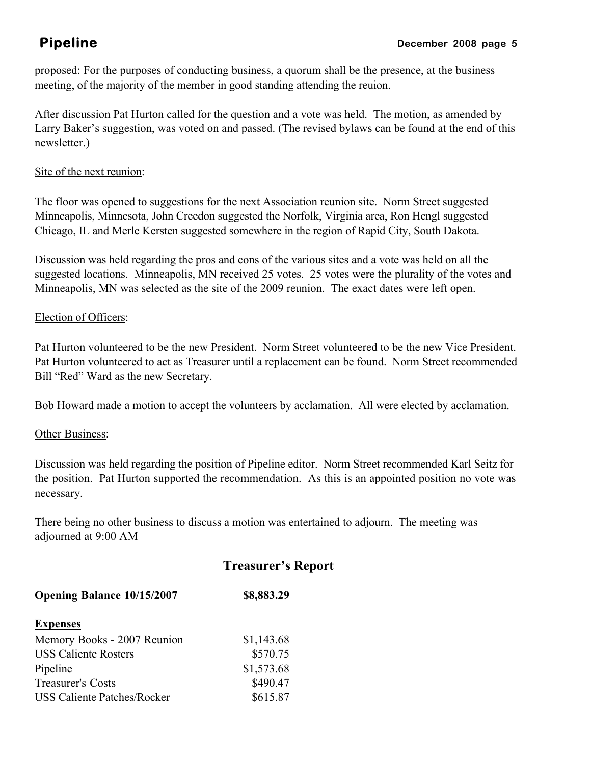proposed: For the purposes of conducting business, a quorum shall be the presence, at the business meeting, of the majority of the member in good standing attending the reuion.

After discussion Pat Hurton called for the question and a vote was held. The motion, as amended by Larry Baker's suggestion, was voted on and passed. (The revised bylaws can be found at the end of this newsletter.)

<u>Site of the next reunion</u>:

The floor was opened to suggestions for the next Association reunion site. Norm Street suggested Minneapolis, Minnesota, John Creedon suggested the Norfolk, Virginia area, Ron Hengl suggested Chicago, IL and Merle Kersten suggested somewhere in the region of Rapid City, South Dakota.

Discussion was held regarding the pros and cons of the various sites and a vote was held on all the suggested locations. Minneapolis, MN received 25 votes. 25 votes were the plurality of the votes and Minneapolis, MN was selected as the site of the 2009 reunion. The exact dates were left open.

<u>Election of Officers</u>:

Pat Hurton volunteered to be the new President. Norm Street volunteered to be the new Vice President. Pat Hurton volunteered to act as Treasurer until a replacement can be found. Norm Street recommended Bill "Red" Ward as the new Secretary.

Bob Howard made a motion to accept the volunteers by acclamation. All were elected by acclamation.

<u>Other Business</u>:

Discussion was held regarding the position of Pipeline editor. Norm Street recommended Karl Seitz for the position. Pat Hurton supported the recommendation. As this is an appointed position no vote was necessary.

There being no other business to discuss a motion was entertained to adjourn. The meeting was adjourned at 9:00 AM

## Treasurer's Report

| **Opening Balance 10/15/2007** | **$8,883.29** |
|---|---|
| **<u>Expenses</u>** | |
| Memory Books - 2007 Reunion | $1,143.68 |
| USS Caliente Rosters | $570.75 |
| Pipeline | $1,573.68 |
| Treasurer's Costs | $490.47 |
| USS Caliente Patches/Rocker | $615.87 |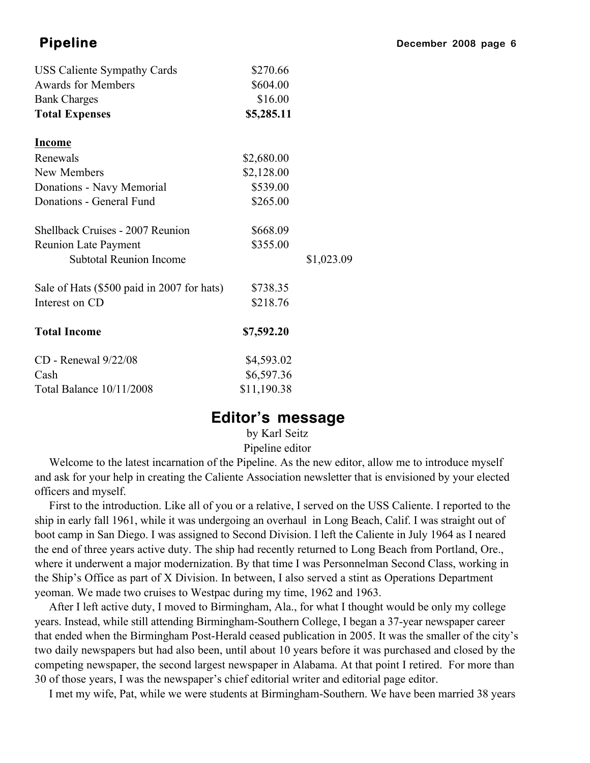| | | |
|---|---|---|
| USS Caliente Sympathy Cards | $270.66 | |
| Awards for Members | $604.00 | |
| Bank Charges | $16.00 | |
| **Total Expenses** | **$5,285.11** | |
| | | |
| **Income** | | |
| Renewals | $2,680.00 | |
| New Members | $2,128.00 | |
| Donations - Navy Memorial | $539.00 | |
| Donations - General Fund | $265.00 | |
| | | |
| Shellback Cruises - 2007 Reunion | $668.09 | |
| Reunion Late Payment | $355.00 | |
| Subtotal Reunion Income | | $1,023.09 |
| | | |
| Sale of Hats ($500 paid in 2007 for hats) | $738.35 | |
| Interest on CD | $218.76 | |
| | | |
| **Total Income** | **$7,592.20** | |
| | | |
| CD - Renewal 9/22/08 | $4,593.02 | |
| Cash | $6,597.36 | |
| Total Balance 10/11/2008 | $11,190.38 | |

## Editor's message

by Karl Seitz

Pipeline editor

Welcome to the latest incarnation of the Pipeline. As the new editor, allow me to introduce myself and ask for your help in creating the Caliente Association newsletter that is envisioned by your elected officers and myself.

First to the introduction. Like all of you or a relative, I served on the USS Caliente. I reported to the ship in early fall 1961, while it was undergoing an overhaul in Long Beach, Calif. I was straight out of boot camp in San Diego. I was assigned to Second Division. I left the Caliente in July 1964 as I neared the end of three years active duty. The ship had recently returned to Long Beach from Portland, Ore., where it underwent a major modernization. By that time I was Personnelman Second Class, working in the Ship's Office as part of X Division. In between, I also served a stint as Operations Department yeoman. We made two cruises to Westpac during my time, 1962 and 1963.

After I left active duty, I moved to Birmingham, Ala., for what I thought would be only my college years. Instead, while still attending Birmingham-Southern College, I began a 37-year newspaper career that ended when the Birmingham Post-Herald ceased publication in 2005. It was the smaller of the city's two daily newspapers but had also been, until about 10 years before it was purchased and closed by the competing newspaper, the second largest newspaper in Alabama. At that point I retired. For more than 30 of those years, I was the newspaper's chief editorial writer and editorial page editor.

I met my wife, Pat, while we were students at Birmingham-Southern. We have been married 38 years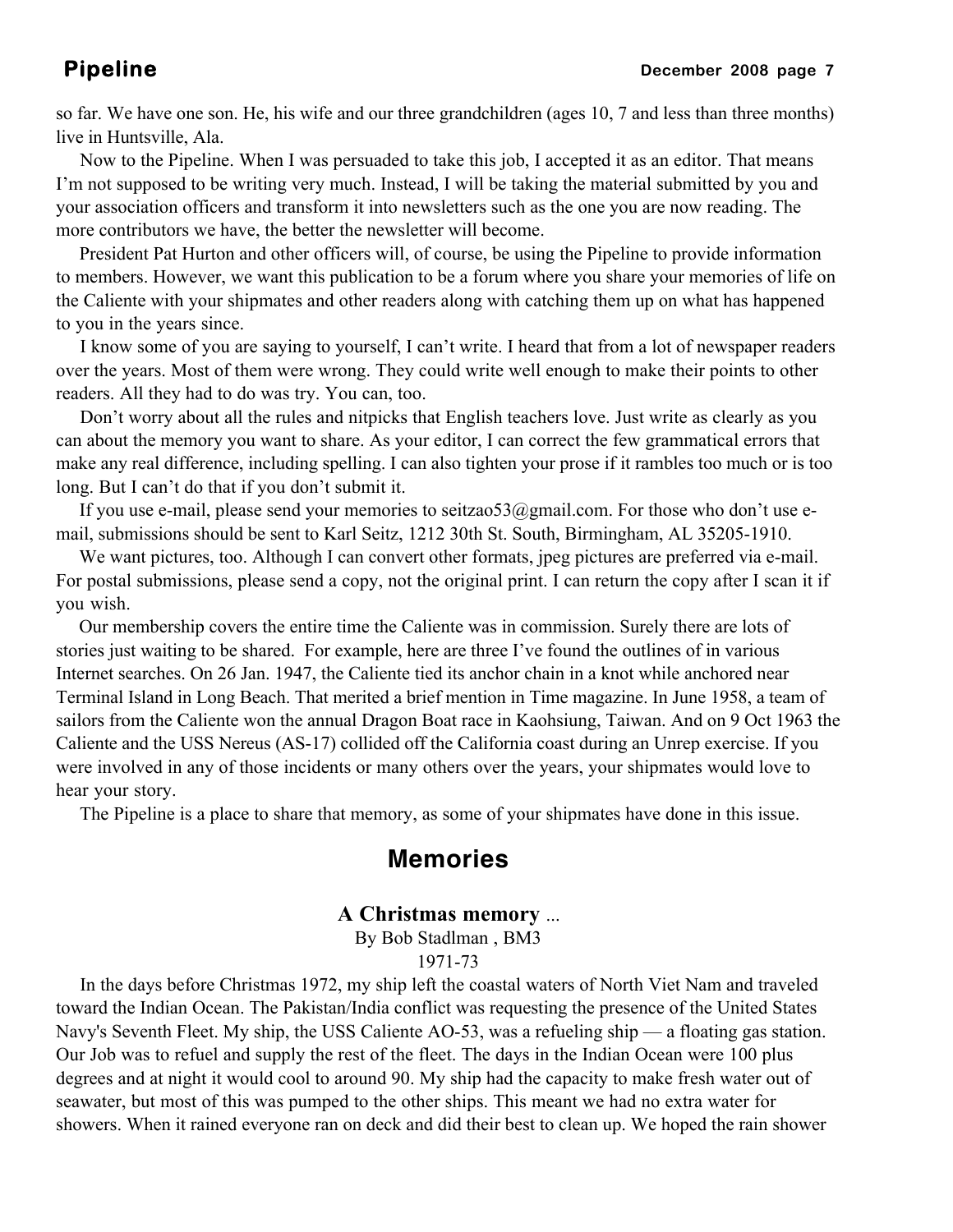so far. We have one son. He, his wife and our three grandchildren (ages 10, 7 and less than three months) live in Huntsville, Ala.

Now to the Pipeline. When I was persuaded to take this job, I accepted it as an editor. That means I'm not supposed to be writing very much. Instead, I will be taking the material submitted by you and your association officers and transform it into newsletters such as the one you are now reading. The more contributors we have, the better the newsletter will become.

President Pat Hurton and other officers will, of course, be using the Pipeline to provide information to members. However, we want this publication to be a forum where you share your memories of life on the Caliente with your shipmates and other readers along with catching them up on what has happened to you in the years since.

I know some of you are saying to yourself, I can't write. I heard that from a lot of newspaper readers over the years. Most of them were wrong. They could write well enough to make their points to other readers. All they had to do was try. You can, too.

Don't worry about all the rules and nitpicks that English teachers love. Just write as clearly as you can about the memory you want to share. As your editor, I can correct the few grammatical errors that make any real difference, including spelling. I can also tighten your prose if it rambles too much or is too long. But I can't do that if you don't submit it.

If you use e-mail, please send your memories to seitzao53@gmail.com. For those who don't use e-mail, submissions should be sent to Karl Seitz, 1212 30th St. South, Birmingham, AL 35205-1910.

We want pictures, too. Although I can convert other formats, jpeg pictures are preferred via e-mail. For postal submissions, please send a copy, not the original print. I can return the copy after I scan it if you wish.

Our membership covers the entire time the Caliente was in commission. Surely there are lots of stories just waiting to be shared. For example, here are three I've found the outlines of in various Internet searches. On 26 Jan. 1947, the Caliente tied its anchor chain in a knot while anchored near Terminal Island in Long Beach. That merited a brief mention in Time magazine. In June 1958, a team of sailors from the Caliente won the annual Dragon Boat race in Kaohsiung, Taiwan. And on 9 Oct 1963 the Caliente and the USS Nereus (AS-17) collided off the California coast during an Unrep exercise. If you were involved in any of those incidents or many others over the years, your shipmates would love to hear your story.

The Pipeline is a place to share that memory, as some of your shipmates have done in this issue.

## Memories

### A Christmas memory ...

By Bob Stadlman , BM3

1971-73

In the days before Christmas 1972, my ship left the coastal waters of North Viet Nam and traveled toward the Indian Ocean. The Pakistan/India conflict was requesting the presence of the United States Navy's Seventh Fleet. My ship, the USS Caliente AO-53, was a refueling ship — a floating gas station. Our Job was to refuel and supply the rest of the fleet. The days in the Indian Ocean were 100 plus degrees and at night it would cool to around 90. My ship had the capacity to make fresh water out of seawater, but most of this was pumped to the other ships. This meant we had no extra water for showers. When it rained everyone ran on deck and did their best to clean up. We hoped the rain shower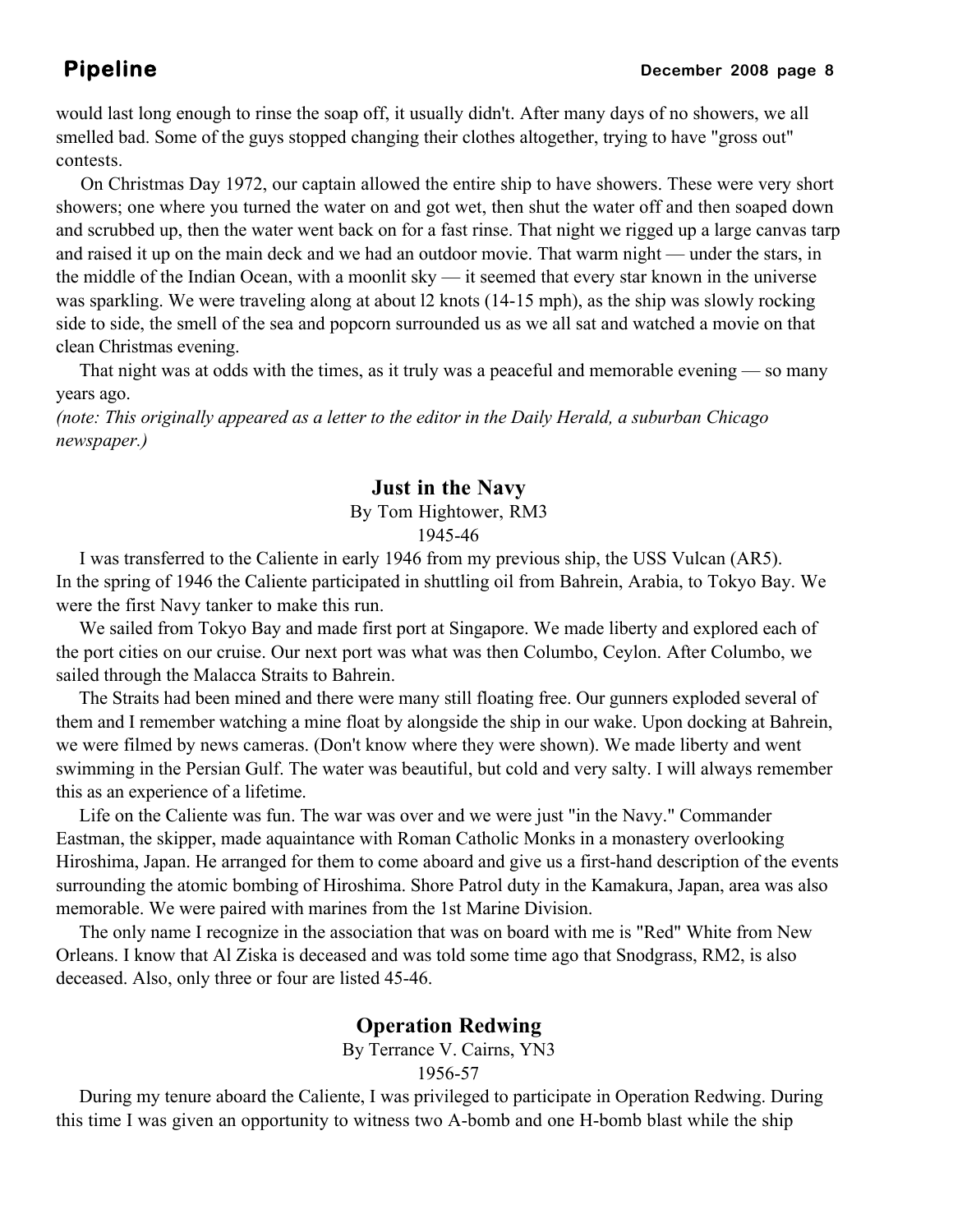would last long enough to rinse the soap off, it usually didn't. After many days of no showers, we all smelled bad. Some of the guys stopped changing their clothes altogether, trying to have "gross out" contests.

On Christmas Day 1972, our captain allowed the entire ship to have showers. These were very short showers; one where you turned the water on and got wet, then shut the water off and then soaped down and scrubbed up, then the water went back on for a fast rinse. That night we rigged up a large canvas tarp and raised it up on the main deck and we had an outdoor movie. That warm night — under the stars, in the middle of the Indian Ocean, with a moonlit sky — it seemed that every star known in the universe was sparkling. We were traveling along at about l2 knots (14-15 mph), as the ship was slowly rocking side to side, the smell of the sea and popcorn surrounded us as we all sat and watched a movie on that clean Christmas evening.

That night was at odds with the times, as it truly was a peaceful and memorable evening — so many years ago.

*(note: This originally appeared as a letter to the editor in the Daily Herald, a suburban Chicago newspaper.)*

## Just in the Navy

By Tom Hightower, RM3
1945-46

I was transferred to the Caliente in early 1946 from my previous ship, the USS Vulcan (AR5). In the spring of 1946 the Caliente participated in shuttling oil from Bahrein, Arabia, to Tokyo Bay. We were the first Navy tanker to make this run.

We sailed from Tokyo Bay and made first port at Singapore. We made liberty and explored each of the port cities on our cruise. Our next port was what was then Columbo, Ceylon. After Columbo, we sailed through the Malacca Straits to Bahrein.

The Straits had been mined and there were many still floating free. Our gunners exploded several of them and I remember watching a mine float by alongside the ship in our wake. Upon docking at Bahrein, we were filmed by news cameras. (Don't know where they were shown). We made liberty and went swimming in the Persian Gulf. The water was beautiful, but cold and very salty. I will always remember this as an experience of a lifetime.

Life on the Caliente was fun. The war was over and we were just "in the Navy." Commander Eastman, the skipper, made aquaintance with Roman Catholic Monks in a monastery overlooking Hiroshima, Japan. He arranged for them to come aboard and give us a first-hand description of the events surrounding the atomic bombing of Hiroshima. Shore Patrol duty in the Kamakura, Japan, area was also memorable. We were paired with marines from the 1st Marine Division.

The only name I recognize in the association that was on board with me is "Red" White from New Orleans. I know that Al Ziska is deceased and was told some time ago that Snodgrass, RM2, is also deceased. Also, only three or four are listed 45-46.

## Operation Redwing

By Terrance V. Cairns, YN3
1956-57

During my tenure aboard the Caliente, I was privileged to participate in Operation Redwing. During this time I was given an opportunity to witness two A-bomb and one H-bomb blast while the ship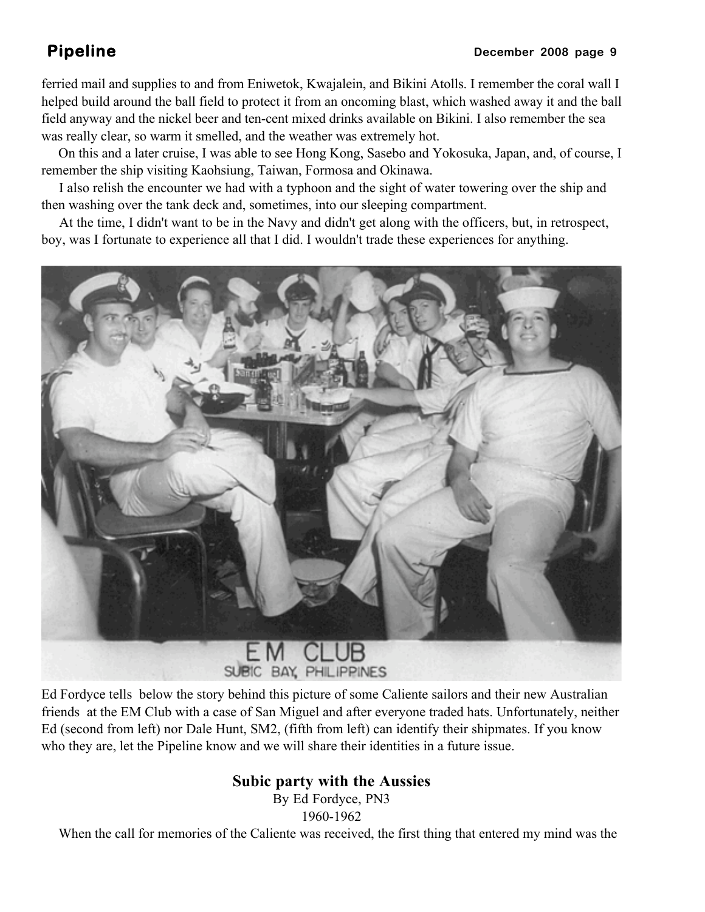ferried mail and supplies to and from Eniwetok, Kwajalein, and Bikini Atolls. I remember the coral wall I helped build around the ball field to protect it from an oncoming blast, which washed away it and the ball field anyway and the nickel beer and ten-cent mixed drinks available on Bikini. I also remember the sea was really clear, so warm it smelled, and the weather was extremely hot.

On this and a later cruise, I was able to see Hong Kong, Sasebo and Yokosuka, Japan, and, of course, I remember the ship visiting Kaohsiung, Taiwan, Formosa and Okinawa.

I also relish the encounter we had with a typhoon and the sight of water towering over the ship and then washing over the tank deck and, sometimes, into our sleeping compartment.

At the time, I didn't want to be in the Navy and didn't get along with the officers, but, in retrospect, boy, was I fortunate to experience all that I did. I wouldn't trade these experiences for anything.

EM CLUB
SUBIC BAY, PHILIPPINES

Ed Fordyce tells below the story behind this picture of some Caliente sailors and their new Australian friends at the EM Club with a case of San Miguel and after everyone traded hats. Unfortunately, neither Ed (second from left) nor Dale Hunt, SM2, (fifth from left) can identify their shipmates. If you know who they are, let the Pipeline know and we will share their identities in a future issue.

## Subic party with the Aussies

By Ed Fordyce, PN3

1960-1962

When the call for memories of the Caliente was received, the first thing that entered my mind was the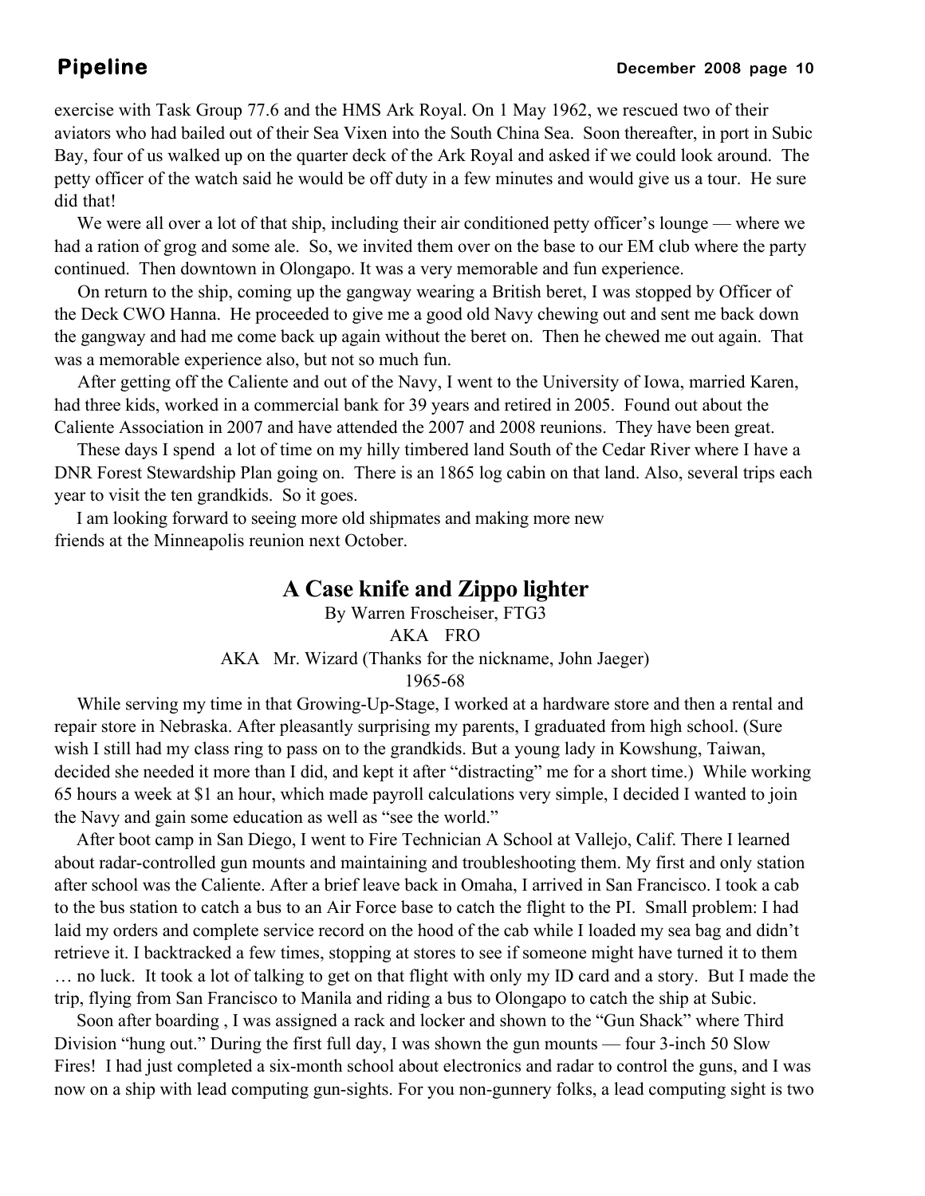exercise with Task Group 77.6 and the HMS Ark Royal. On 1 May 1962, we rescued two of their aviators who had bailed out of their Sea Vixen into the South China Sea. Soon thereafter, in port in Subic Bay, four of us walked up on the quarter deck of the Ark Royal and asked if we could look around. The petty officer of the watch said he would be off duty in a few minutes and would give us a tour. He sure did that!

We were all over a lot of that ship, including their air conditioned petty officer's lounge — where we had a ration of grog and some ale. So, we invited them over on the base to our EM club where the party continued. Then downtown in Olongapo. It was a very memorable and fun experience.

On return to the ship, coming up the gangway wearing a British beret, I was stopped by Officer of the Deck CWO Hanna. He proceeded to give me a good old Navy chewing out and sent me back down the gangway and had me come back up again without the beret on. Then he chewed me out again. That was a memorable experience also, but not so much fun.

After getting off the Caliente and out of the Navy, I went to the University of Iowa, married Karen, had three kids, worked in a commercial bank for 39 years and retired in 2005. Found out about the Caliente Association in 2007 and have attended the 2007 and 2008 reunions. They have been great.

These days I spend a lot of time on my hilly timbered land South of the Cedar River where I have a DNR Forest Stewardship Plan going on. There is an 1865 log cabin on that land. Also, several trips each year to visit the ten grandkids. So it goes.

I am looking forward to seeing more old shipmates and making more new friends at the Minneapolis reunion next October.

## A Case knife and Zippo lighter

By Warren Froscheiser, FTG3
AKA FRO
AKA Mr. Wizard (Thanks for the nickname, John Jaeger)
1965-68

While serving my time in that Growing-Up-Stage, I worked at a hardware store and then a rental and repair store in Nebraska. After pleasantly surprising my parents, I graduated from high school. (Sure wish I still had my class ring to pass on to the grandkids. But a young lady in Kowshung, Taiwan, decided she needed it more than I did, and kept it after "distracting" me for a short time.) While working 65 hours a week at $1 an hour, which made payroll calculations very simple, I decided I wanted to join the Navy and gain some education as well as "see the world."

After boot camp in San Diego, I went to Fire Technician A School at Vallejo, Calif. There I learned about radar-controlled gun mounts and maintaining and troubleshooting them. My first and only station after school was the Caliente. After a brief leave back in Omaha, I arrived in San Francisco. I took a cab to the bus station to catch a bus to an Air Force base to catch the flight to the PI. Small problem: I had laid my orders and complete service record on the hood of the cab while I loaded my sea bag and didn't retrieve it. I backtracked a few times, stopping at stores to see if someone might have turned it to them … no luck. It took a lot of talking to get on that flight with only my ID card and a story. But I made the trip, flying from San Francisco to Manila and riding a bus to Olongapo to catch the ship at Subic.

Soon after boarding , I was assigned a rack and locker and shown to the "Gun Shack" where Third Division "hung out." During the first full day, I was shown the gun mounts — four 3-inch 50 Slow Fires! I had just completed a six-month school about electronics and radar to control the guns, and I was now on a ship with lead computing gun-sights. For you non-gunnery folks, a lead computing sight is two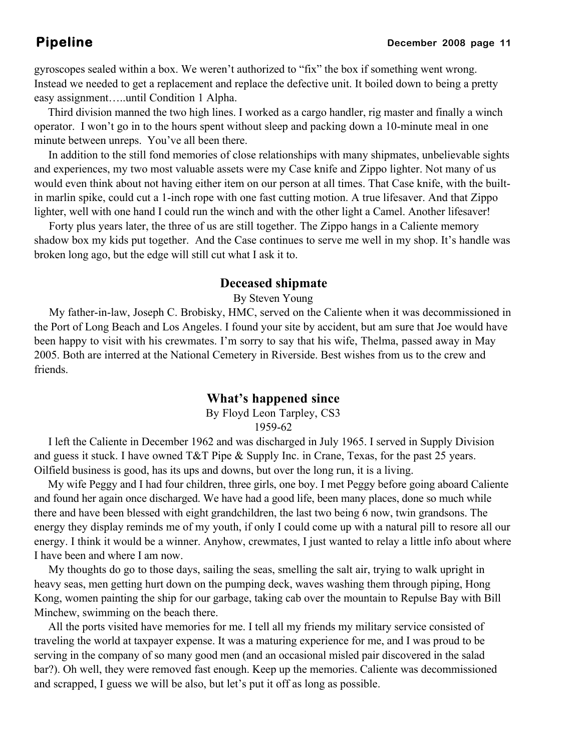gyroscopes sealed within a box. We weren't authorized to "fix" the box if something went wrong. Instead we needed to get a replacement and replace the defective unit. It boiled down to being a pretty easy assignment…..until Condition 1 Alpha.

Third division manned the two high lines. I worked as a cargo handler, rig master and finally a winch operator. I won't go in to the hours spent without sleep and packing down a 10-minute meal in one minute between unreps. You've all been there.

In addition to the still fond memories of close relationships with many shipmates, unbelievable sights and experiences, my two most valuable assets were my Case knife and Zippo lighter. Not many of us would even think about not having either item on our person at all times. That Case knife, with the built-in marlin spike, could cut a 1-inch rope with one fast cutting motion. A true lifesaver. And that Zippo lighter, well with one hand I could run the winch and with the other light a Camel. Another lifesaver!

Forty plus years later, the three of us are still together. The Zippo hangs in a Caliente memory shadow box my kids put together. And the Case continues to serve me well in my shop. It's handle was broken long ago, but the edge will still cut what I ask it to.

## Deceased shipmate

By Steven Young

My father-in-law, Joseph C. Brobisky, HMC, served on the Caliente when it was decommissioned in the Port of Long Beach and Los Angeles. I found your site by accident, but am sure that Joe would have been happy to visit with his crewmates. I'm sorry to say that his wife, Thelma, passed away in May 2005. Both are interred at the National Cemetery in Riverside. Best wishes from us to the crew and friends.

## What's happened since

By Floyd Leon Tarpley, CS3
1959-62

I left the Caliente in December 1962 and was discharged in July 1965. I served in Supply Division and guess it stuck. I have owned T&T Pipe & Supply Inc. in Crane, Texas, for the past 25 years. Oilfield business is good, has its ups and downs, but over the long run, it is a living.

My wife Peggy and I had four children, three girls, one boy. I met Peggy before going aboard Caliente and found her again once discharged. We have had a good life, been many places, done so much while there and have been blessed with eight grandchildren, the last two being 6 now, twin grandsons. The energy they display reminds me of my youth, if only I could come up with a natural pill to resore all our energy. I think it would be a winner. Anyhow, crewmates, I just wanted to relay a little info about where I have been and where I am now.

My thoughts do go to those days, sailing the seas, smelling the salt air, trying to walk upright in heavy seas, men getting hurt down on the pumping deck, waves washing them through piping, Hong Kong, women painting the ship for our garbage, taking cab over the mountain to Repulse Bay with Bill Minchew, swimming on the beach there.

All the ports visited have memories for me. I tell all my friends my military service consisted of traveling the world at taxpayer expense. It was a maturing experience for me, and I was proud to be serving in the company of so many good men (and an occasional misled pair discovered in the salad bar?). Oh well, they were removed fast enough. Keep up the memories. Caliente was decommissioned and scrapped, I guess we will be also, but let's put it off as long as possible.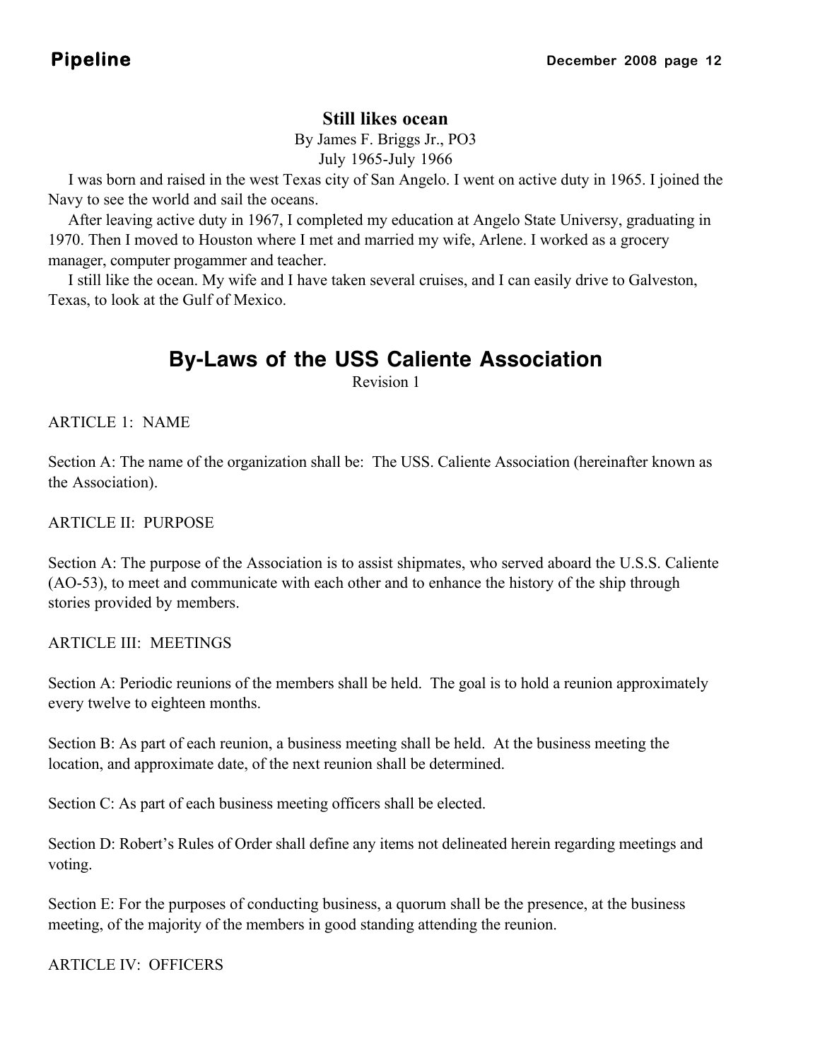## Still likes ocean

By James F. Briggs Jr., PO3
July 1965-July 1966

I was born and raised in the west Texas city of San Angelo. I went on active duty in 1965. I joined the Navy to see the world and sail the oceans.

After leaving active duty in 1967, I completed my education at Angelo State University, graduating in 1970. Then I moved to Houston where I met and married my wife, Arlene. I worked as a grocery manager, computer progammer and teacher.

I still like the ocean. My wife and I have taken several cruises, and I can easily drive to Galveston, Texas, to look at the Gulf of Mexico.

# By-Laws of the USS Caliente Association

Revision 1

ARTICLE 1: NAME

Section A: The name of the organization shall be: The USS. Caliente Association (hereinafter known as the Association).

ARTICLE II: PURPOSE

Section A: The purpose of the Association is to assist shipmates, who served aboard the U.S.S. Caliente (AO-53), to meet and communicate with each other and to enhance the history of the ship through stories provided by members.

ARTICLE III: MEETINGS

Section A: Periodic reunions of the members shall be held. The goal is to hold a reunion approximately every twelve to eighteen months.

Section B: As part of each reunion, a business meeting shall be held. At the business meeting the location, and approximate date, of the next reunion shall be determined.

Section C: As part of each business meeting officers shall be elected.

Section D: Robert's Rules of Order shall define any items not delineated herein regarding meetings and voting.

Section E: For the purposes of conducting business, a quorum shall be the presence, at the business meeting, of the majority of the members in good standing attending the reunion.

ARTICLE IV: OFFICERS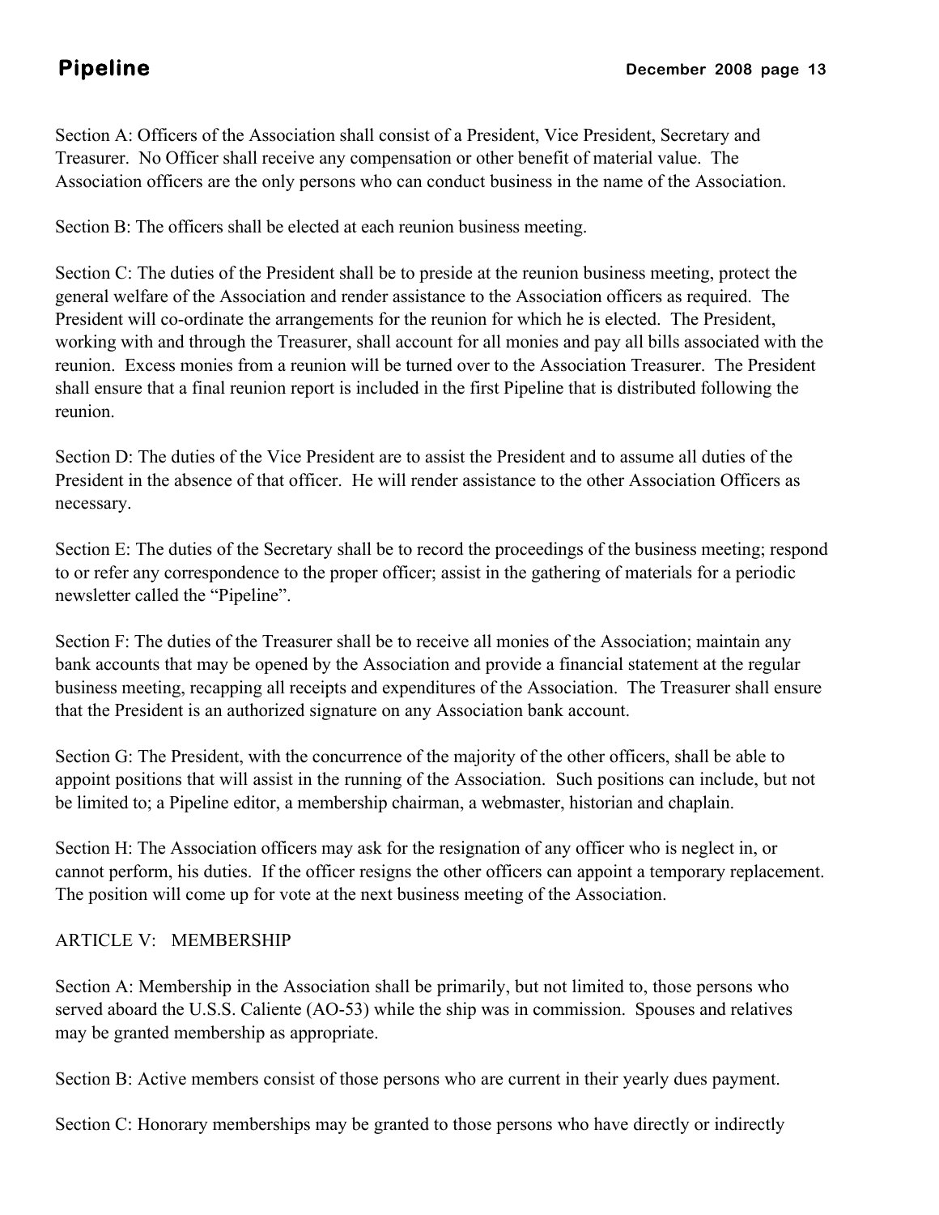Section A: Officers of the Association shall consist of a President, Vice President, Secretary and Treasurer. No Officer shall receive any compensation or other benefit of material value. The Association officers are the only persons who can conduct business in the name of the Association.

Section B: The officers shall be elected at each reunion business meeting.

Section C: The duties of the President shall be to preside at the reunion business meeting, protect the general welfare of the Association and render assistance to the Association officers as required. The President will co-ordinate the arrangements for the reunion for which he is elected. The President, working with and through the Treasurer, shall account for all monies and pay all bills associated with the reunion. Excess monies from a reunion will be turned over to the Association Treasurer. The President shall ensure that a final reunion report is included in the first Pipeline that is distributed following the reunion.

Section D: The duties of the Vice President are to assist the President and to assume all duties of the President in the absence of that officer. He will render assistance to the other Association Officers as necessary.

Section E: The duties of the Secretary shall be to record the proceedings of the business meeting; respond to or refer any correspondence to the proper officer; assist in the gathering of materials for a periodic newsletter called the "Pipeline".

Section F: The duties of the Treasurer shall be to receive all monies of the Association; maintain any bank accounts that may be opened by the Association and provide a financial statement at the regular business meeting, recapping all receipts and expenditures of the Association. The Treasurer shall ensure that the President is an authorized signature on any Association bank account.

Section G: The President, with the concurrence of the majority of the other officers, shall be able to appoint positions that will assist in the running of the Association. Such positions can include, but not be limited to; a Pipeline editor, a membership chairman, a webmaster, historian and chaplain.

Section H: The Association officers may ask for the resignation of any officer who is neglect in, or cannot perform, his duties. If the officer resigns the other officers can appoint a temporary replacement. The position will come up for vote at the next business meeting of the Association.

ARTICLE V: MEMBERSHIP

Section A: Membership in the Association shall be primarily, but not limited to, those persons who served aboard the U.S.S. Caliente (AO-53) while the ship was in commission. Spouses and relatives may be granted membership as appropriate.

Section B: Active members consist of those persons who are current in their yearly dues payment.

Section C: Honorary memberships may be granted to those persons who have directly or indirectly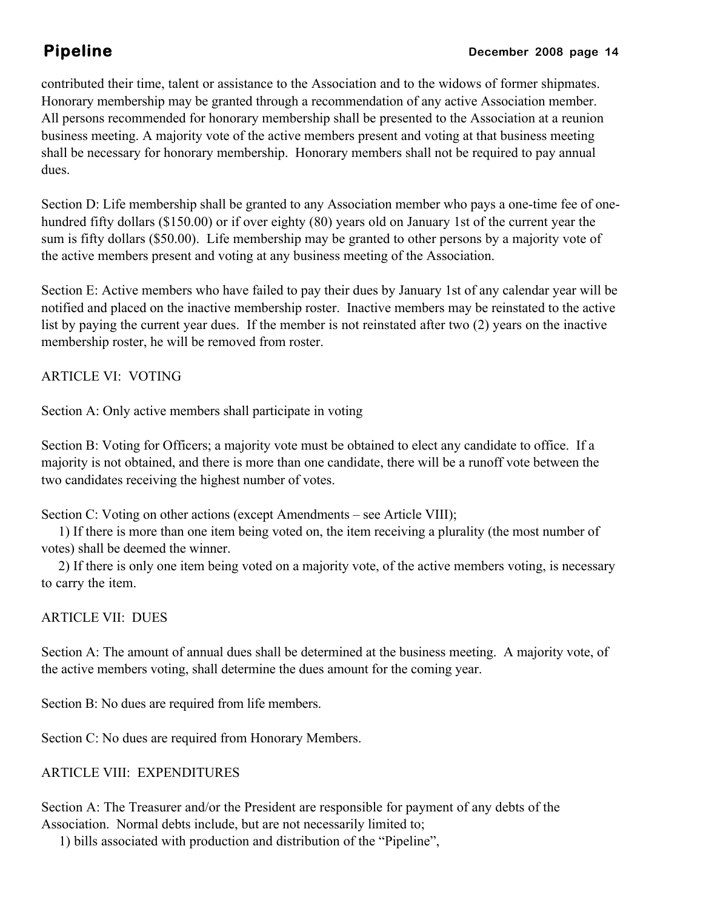contributed their time, talent or assistance to the Association and to the widows of former shipmates. Honorary membership may be granted through a recommendation of any active Association member. All persons recommended for honorary membership shall be presented to the Association at a reunion business meeting. A majority vote of the active members present and voting at that business meeting shall be necessary for honorary membership. Honorary members shall not be required to pay annual dues.

Section D: Life membership shall be granted to any Association member who pays a one-time fee of one-hundred fifty dollars ($150.00) or if over eighty (80) years old on January 1st of the current year the sum is fifty dollars ($50.00). Life membership may be granted to other persons by a majority vote of the active members present and voting at any business meeting of the Association.

Section E: Active members who have failed to pay their dues by January 1st of any calendar year will be notified and placed on the inactive membership roster. Inactive members may be reinstated to the active list by paying the current year dues. If the member is not reinstated after two (2) years on the inactive membership roster, he will be removed from roster.

ARTICLE VI: VOTING

Section A: Only active members shall participate in voting

Section B: Voting for Officers; a majority vote must be obtained to elect any candidate to office. If a majority is not obtained, and there is more than one candidate, there will be a runoff vote between the two candidates receiving the highest number of votes.

Section C: Voting on other actions (except Amendments – see Article VIII);

1) If there is more than one item being voted on, the item receiving a plurality (the most number of votes) shall be deemed the winner.

2) If there is only one item being voted on a majority vote, of the active members voting, is necessary to carry the item.

ARTICLE VII: DUES

Section A: The amount of annual dues shall be determined at the business meeting. A majority vote, of the active members voting, shall determine the dues amount for the coming year.

Section B: No dues are required from life members.

Section C: No dues are required from Honorary Members.

ARTICLE VIII: EXPENDITURES

Section A: The Treasurer and/or the President are responsible for payment of any debts of the Association. Normal debts include, but are not necessarily limited to;

1) bills associated with production and distribution of the "Pipeline",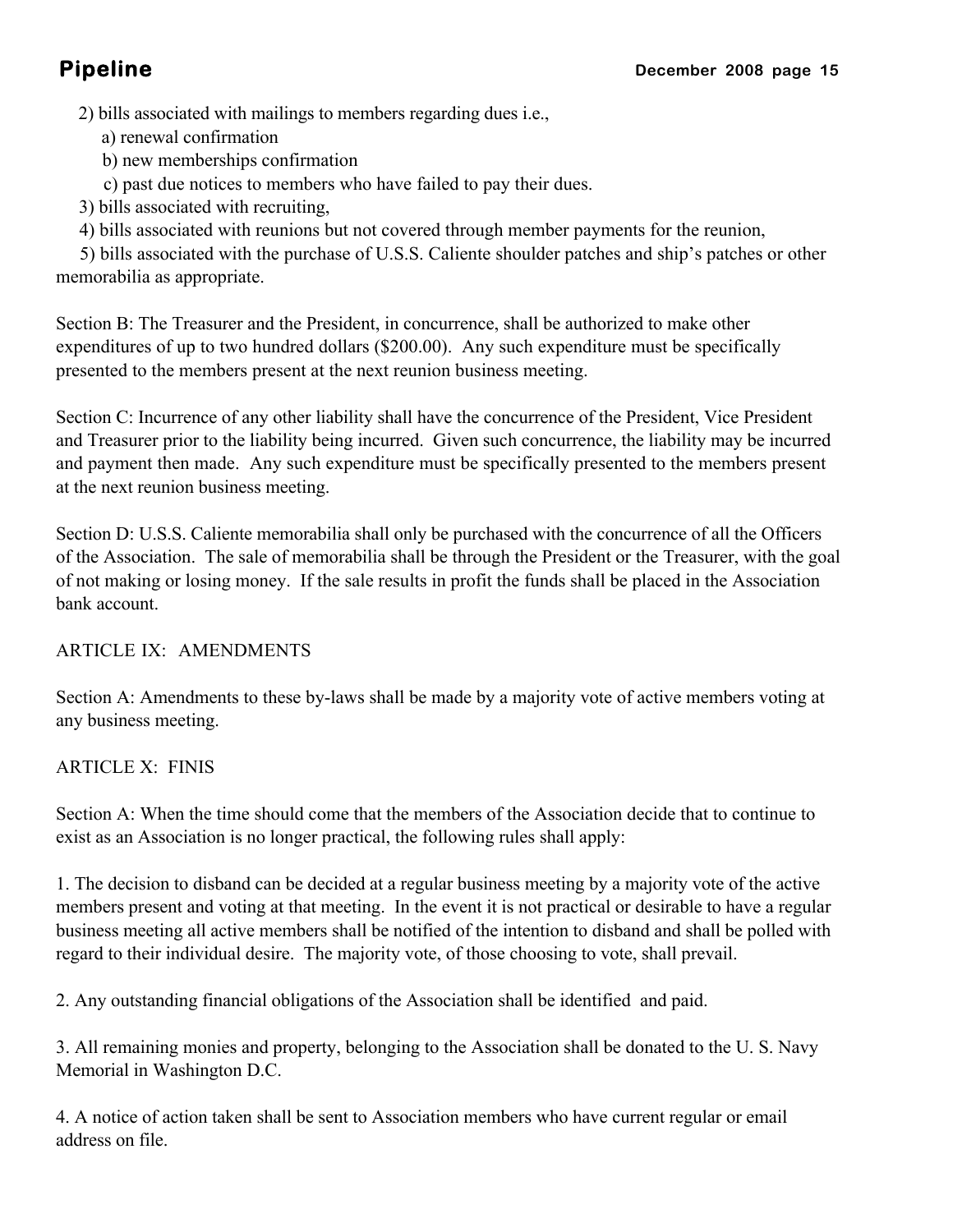2) bills associated with mailings to members regarding dues i.e.,

   a) renewal confirmation

   b) new memberships confirmation

   c) past due notices to members who have failed to pay their dues.

3) bills associated with recruiting,

4) bills associated with reunions but not covered through member payments for the reunion,

5) bills associated with the purchase of U.S.S. Caliente shoulder patches and ship's patches or other memorabilia as appropriate.

Section B: The Treasurer and the President, in concurrence, shall be authorized to make other expenditures of up to two hundred dollars ($200.00). Any such expenditure must be specifically presented to the members present at the next reunion business meeting.

Section C: Incurrence of any other liability shall have the concurrence of the President, Vice President and Treasurer prior to the liability being incurred. Given such concurrence, the liability may be incurred and payment then made. Any such expenditure must be specifically presented to the members present at the next reunion business meeting.

Section D: U.S.S. Caliente memorabilia shall only be purchased with the concurrence of all the Officers of the Association. The sale of memorabilia shall be through the President or the Treasurer, with the goal of not making or losing money. If the sale results in profit the funds shall be placed in the Association bank account.

ARTICLE IX: AMENDMENTS

Section A: Amendments to these by-laws shall be made by a majority vote of active members voting at any business meeting.

ARTICLE X: FINIS

Section A: When the time should come that the members of the Association decide that to continue to exist as an Association is no longer practical, the following rules shall apply:

1. The decision to disband can be decided at a regular business meeting by a majority vote of the active members present and voting at that meeting. In the event it is not practical or desirable to have a regular business meeting all active members shall be notified of the intention to disband and shall be polled with regard to their individual desire. The majority vote, of those choosing to vote, shall prevail.

2. Any outstanding financial obligations of the Association shall be identified and paid.

3. All remaining monies and property, belonging to the Association shall be donated to the U. S. Navy Memorial in Washington D.C.

4. A notice of action taken shall be sent to Association members who have current regular or email address on file.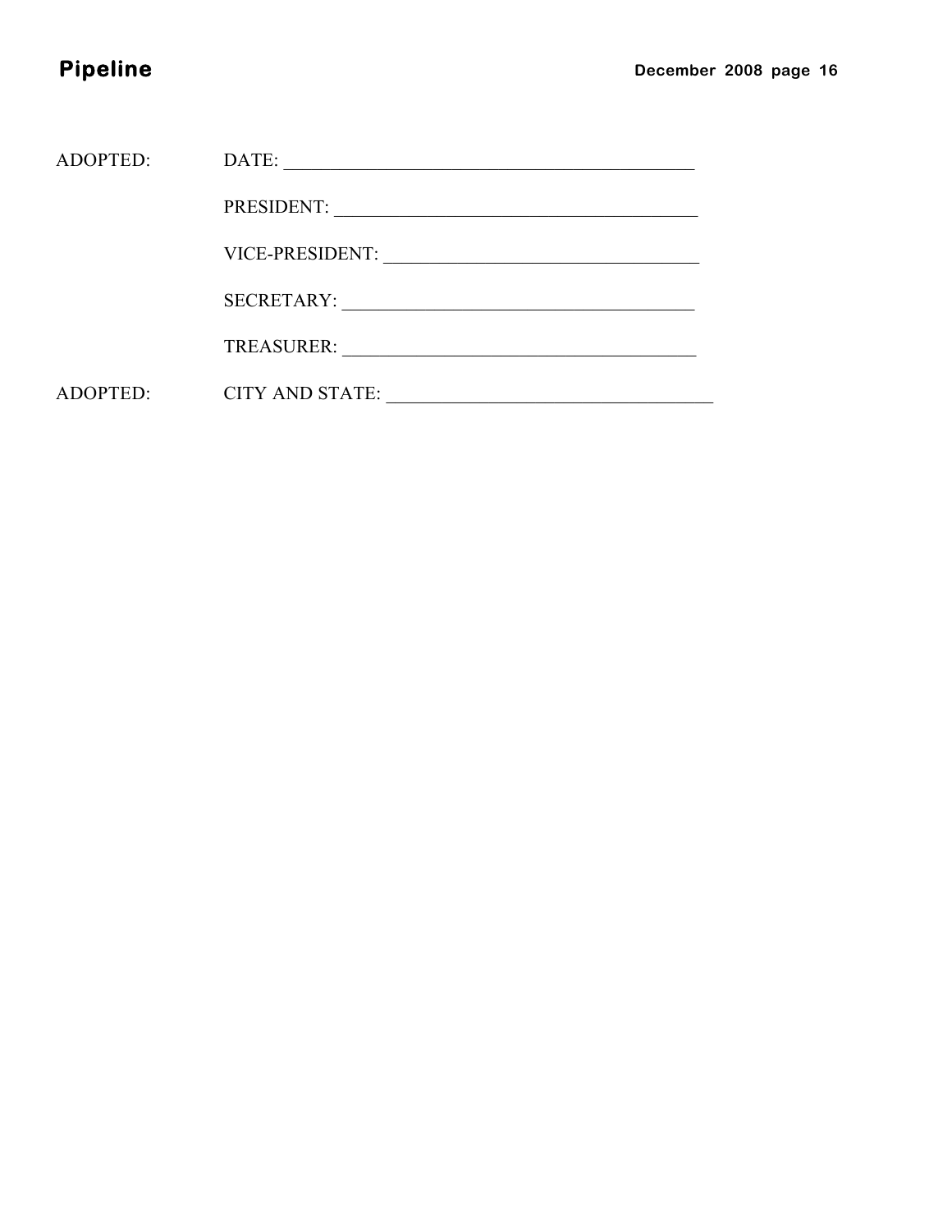ADOPTED: DATE: ____________________________________________

PRESIDENT: ________________________________________

VICE-PRESIDENT: ___________________________________

SECRETARY: _______________________________________

TREASURER: _______________________________________

ADOPTED: CITY AND STATE: ___________________________________